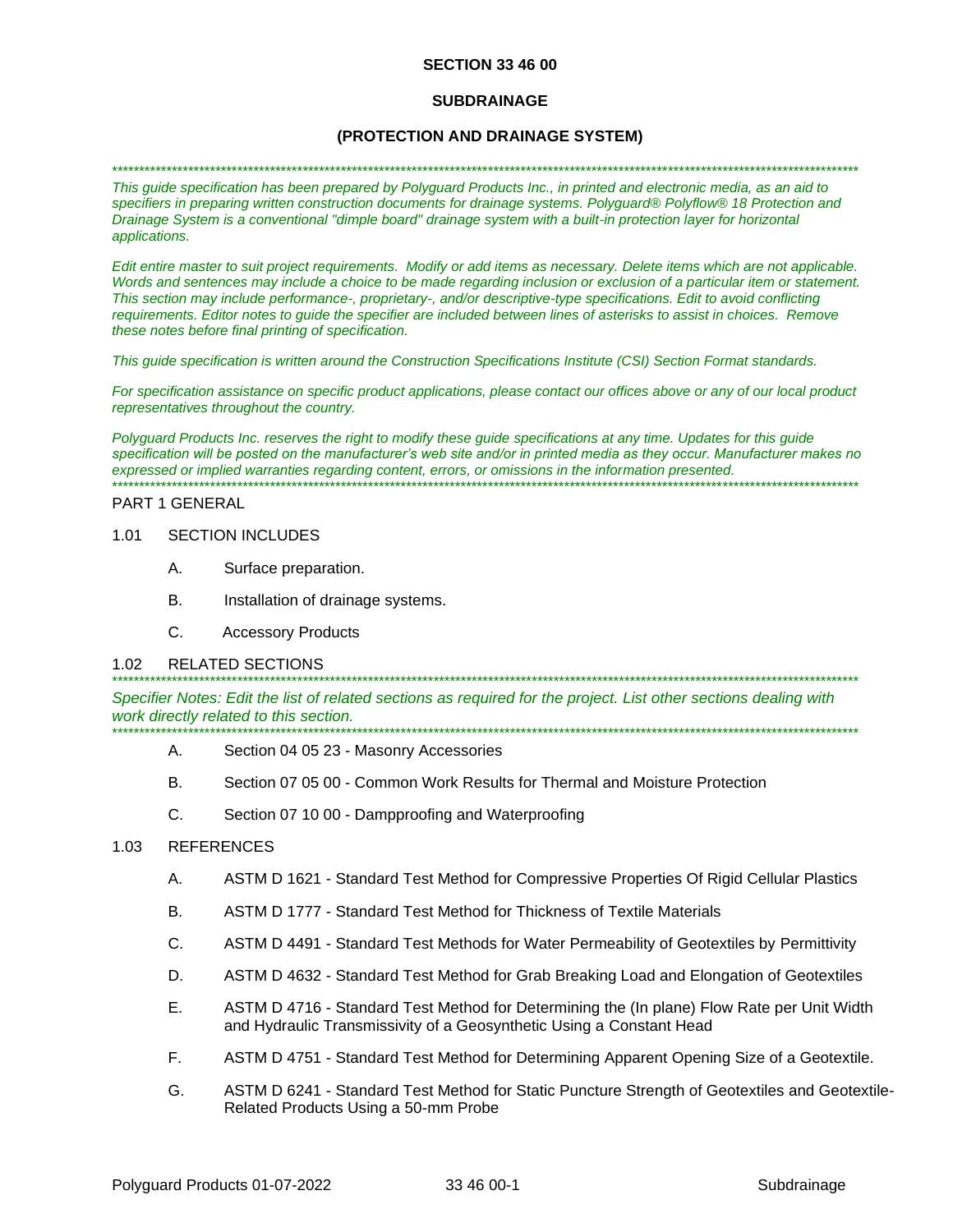# SECTION 33 46 00

## SUBDRAINAGE

## (PROTECTION AND DRAINAGE SYSTEM)

*************************************************************************************************************************************

*This guide specification has been prepared by Polyguard Products Inc., in printed and electronic media, as an aid to specifiers in preparing written construction documents for drainage systems. Polyguard® Polyflow® 18 Protection and Drainage System is a conventional "dimple board" drainage system with a built-in protection layer for horizontal applications.*

*Edit entire master to suit project requirements. Modify or add items as necessary. Delete items which are not applicable. Words and sentences may include a choice to be made regarding inclusion or exclusion of a particular item or statement. This section may include performance-, proprietary-, and/or descriptive-type specifications. Edit to avoid conflicting requirements. Editor notes to guide the specifier are included between lines of asterisks to assist in choices. Remove these notes before final printing of specification.*

*This guide specification is written around the Construction Specifications Institute (CSI) Section Format standards.*

*For specification assistance on specific product applications, please contact our offices above or any of our local product representatives throughout the country.*

*Polyguard Products Inc. reserves the right to modify these guide specifications at any time. Updates for this guide specification will be posted on the manufacturer's web site and/or in printed media as they occur. Manufacturer makes no expressed or implied warranties regarding content, errors, or omissions in the information presented.*

*************************************************************************************************************************************

PART 1 GENERAL

1.01 SECTION INCLUDES

A. Surface preparation.

B. Installation of drainage systems.

C. Accessory Products

1.02 RELATED SECTIONS

*************************************************************************************************************************************

*Specifier Notes: Edit the list of related sections as required for the project. List other sections dealing with work directly related to this section.*

*************************************************************************************************************************************

A. Section 04 05 23 - Masonry Accessories

B. Section 07 05 00 - Common Work Results for Thermal and Moisture Protection

C. Section 07 10 00 - Dampproofing and Waterproofing

1.03 REFERENCES

A. ASTM D 1621 - Standard Test Method for Compressive Properties Of Rigid Cellular Plastics

B. ASTM D 1777 - Standard Test Method for Thickness of Textile Materials

C. ASTM D 4491 - Standard Test Methods for Water Permeability of Geotextiles by Permittivity

D. ASTM D 4632 - Standard Test Method for Grab Breaking Load and Elongation of Geotextiles

E. ASTM D 4716 - Standard Test Method for Determining the (In plane) Flow Rate per Unit Width and Hydraulic Transmissivity of a Geosynthetic Using a Constant Head

F. ASTM D 4751 - Standard Test Method for Determining Apparent Opening Size of a Geotextile.

G. ASTM D 6241 - Standard Test Method for Static Puncture Strength of Geotextiles and Geotextile-Related Products Using a 50-mm Probe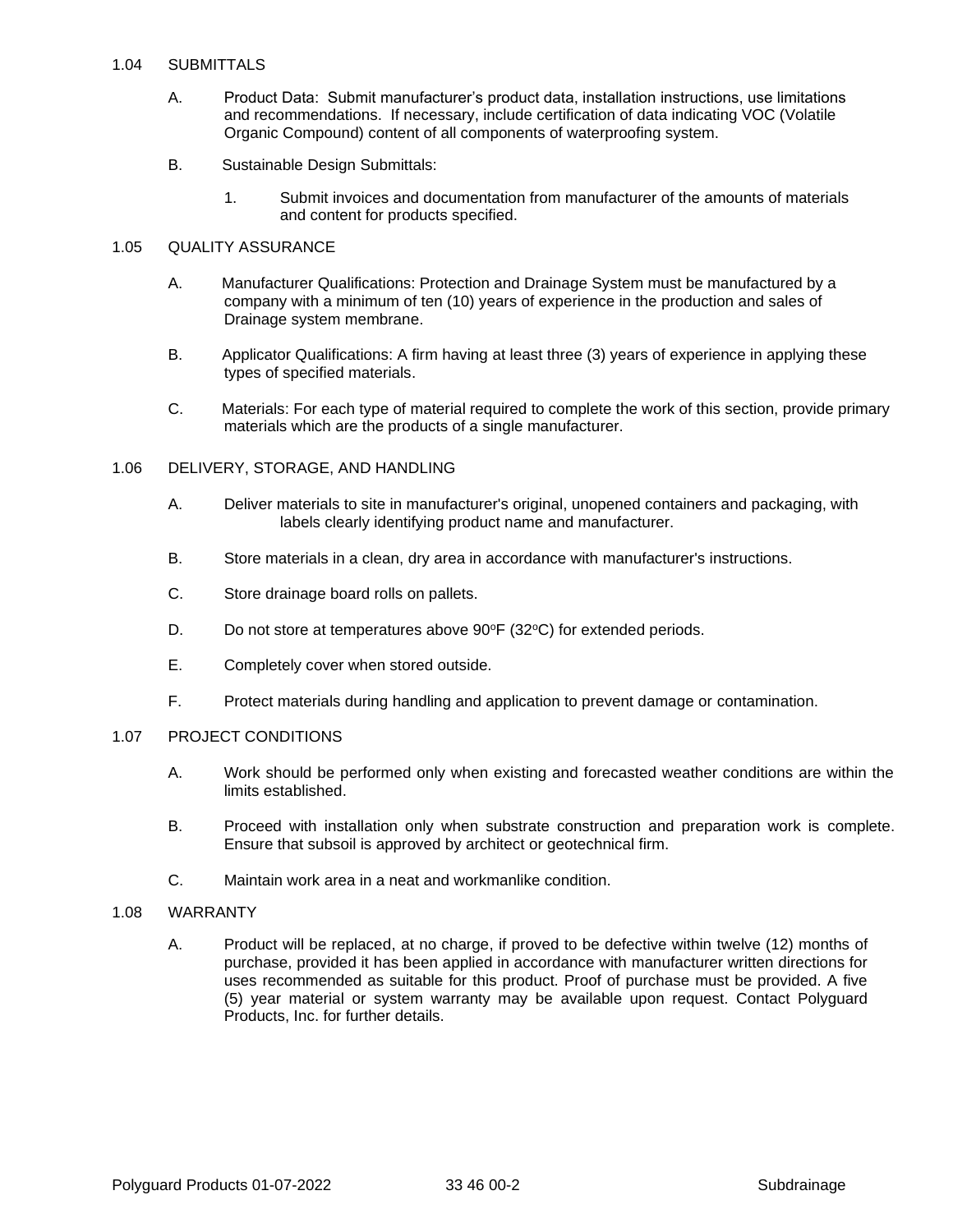## 1.04 SUBMITTALS

A. Product Data: Submit manufacturer's product data, installation instructions, use limitations and recommendations. If necessary, include certification of data indicating VOC (Volatile Organic Compound) content of all components of waterproofing system.

B. Sustainable Design Submittals:

1. Submit invoices and documentation from manufacturer of the amounts of materials and content for products specified.

## 1.05 QUALITY ASSURANCE

A. Manufacturer Qualifications: Protection and Drainage System must be manufactured by a company with a minimum of ten (10) years of experience in the production and sales of Drainage system membrane.

B. Applicator Qualifications: A firm having at least three (3) years of experience in applying these types of specified materials.

C. Materials: For each type of material required to complete the work of this section, provide primary materials which are the products of a single manufacturer.

## 1.06 DELIVERY, STORAGE, AND HANDLING

A. Deliver materials to site in manufacturer's original, unopened containers and packaging, with labels clearly identifying product name and manufacturer.

B. Store materials in a clean, dry area in accordance with manufacturer's instructions.

C. Store drainage board rolls on pallets.

D. Do not store at temperatures above 90ºF (32ºC) for extended periods.

E. Completely cover when stored outside.

F. Protect materials during handling and application to prevent damage or contamination.

## 1.07 PROJECT CONDITIONS

A. Work should be performed only when existing and forecasted weather conditions are within the limits established.

B. Proceed with installation only when substrate construction and preparation work is complete. Ensure that subsoil is approved by architect or geotechnical firm.

C. Maintain work area in a neat and workmanlike condition.

## 1.08 WARRANTY

A. Product will be replaced, at no charge, if proved to be defective within twelve (12) months of purchase, provided it has been applied in accordance with manufacturer written directions for uses recommended as suitable for this product. Proof of purchase must be provided. A five (5) year material or system warranty may be available upon request. Contact Polyguard Products, Inc. for further details.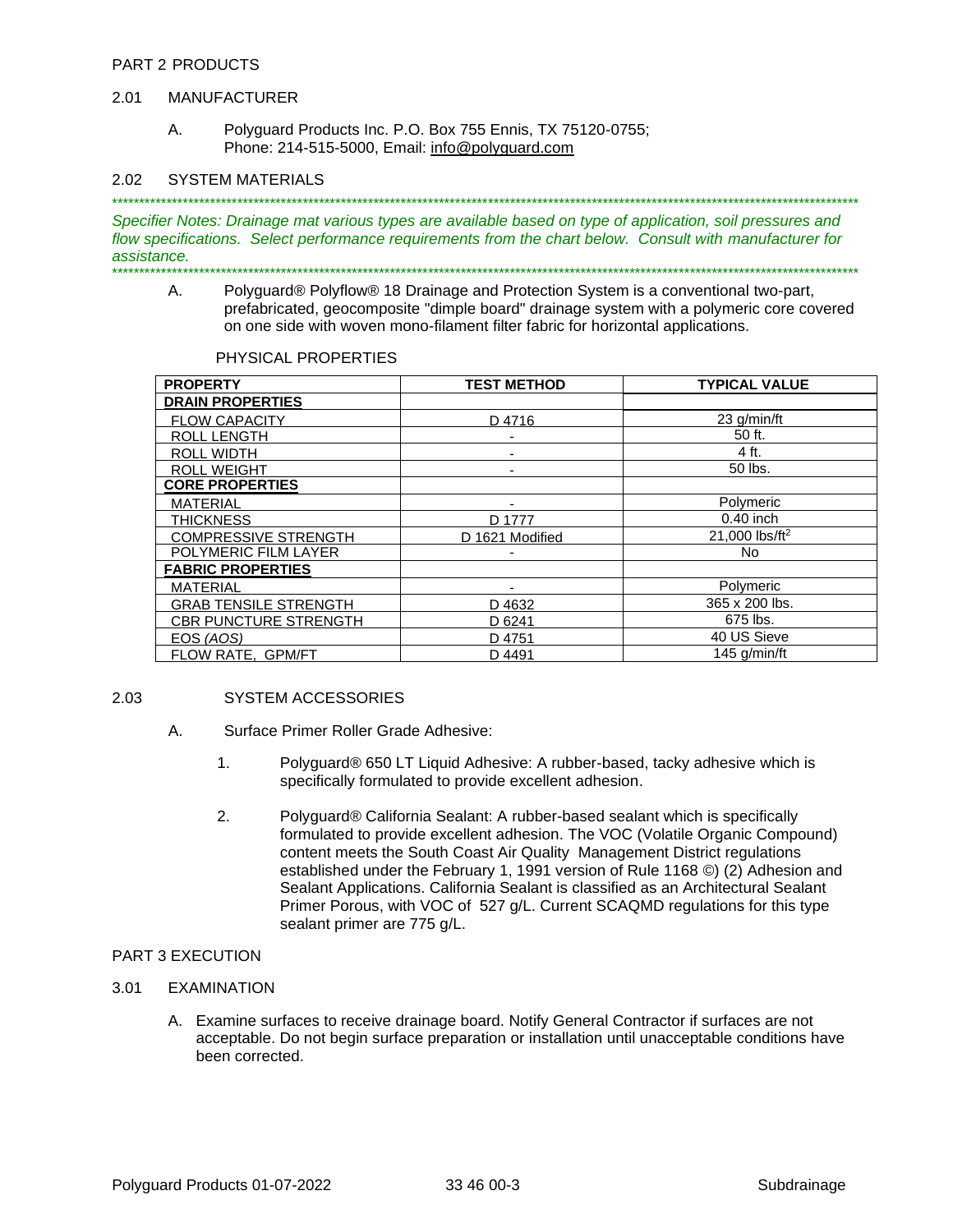PART 2 PRODUCTS

2.01 MANUFACTURER

A. Polyguard Products Inc. P.O. Box 755 Ennis, TX 75120-0755; Phone: 214-515-5000, Email: info@polyguard.com

2.02 SYSTEM MATERIALS

*****************************************************************************************************************************************

*Specifier Notes: Drainage mat various types are available based on type of application, soil pressures and flow specifications. Select performance requirements from the chart below. Consult with manufacturer for assistance.*

*****************************************************************************************************************************************

A. Polyguard® Polyflow® 18 Drainage and Protection System is a conventional two-part, prefabricated, geocomposite "dimple board" drainage system with a polymeric core covered on one side with woven mono-filament filter fabric for horizontal applications.

PHYSICAL PROPERTIES

| PROPERTY | TEST METHOD | TYPICAL VALUE |
|---|---|---|
| **DRAIN PROPERTIES** | | |
| FLOW CAPACITY | D 4716 | 23 g/min/ft |
| ROLL LENGTH | - | 50 ft. |
| ROLL WIDTH | - | 4 ft. |
| ROLL WEIGHT | - | 50 lbs. |
| **CORE PROPERTIES** | | |
| MATERIAL | - | Polymeric |
| THICKNESS | D 1777 | 0.40 inch |
| COMPRESSIVE STRENGTH | D 1621 Modified | 21,000 lbs/ft$^2$ |
| POLYMERIC FILM LAYER | - | No |
| **FABRIC PROPERTIES** | | |
| MATERIAL | - | Polymeric |
| GRAB TENSILE STRENGTH | D 4632 | 365 x 200 lbs. |
| CBR PUNCTURE STRENGTH | D 6241 | 675 lbs. |
| EOS *(AOS)* | D 4751 | 40 US Sieve |
| FLOW RATE, GPM/FT | D 4491 | 145 g/min/ft |

2.03 SYSTEM ACCESSORIES

A. Surface Primer Roller Grade Adhesive:

1. Polyguard® 650 LT Liquid Adhesive: A rubber-based, tacky adhesive which is specifically formulated to provide excellent adhesion.

2. Polyguard® California Sealant: A rubber-based sealant which is specifically formulated to provide excellent adhesion. The VOC (Volatile Organic Compound) content meets the South Coast Air Quality Management District regulations established under the February 1, 1991 version of Rule 1168 ©) (2) Adhesion and Sealant Applications. California Sealant is classified as an Architectural Sealant Primer Porous, with VOC of 527 g/L. Current SCAQMD regulations for this type sealant primer are 775 g/L.

PART 3 EXECUTION

3.01 EXAMINATION

A. Examine surfaces to receive drainage board. Notify General Contractor if surfaces are not acceptable. Do not begin surface preparation or installation until unacceptable conditions have been corrected.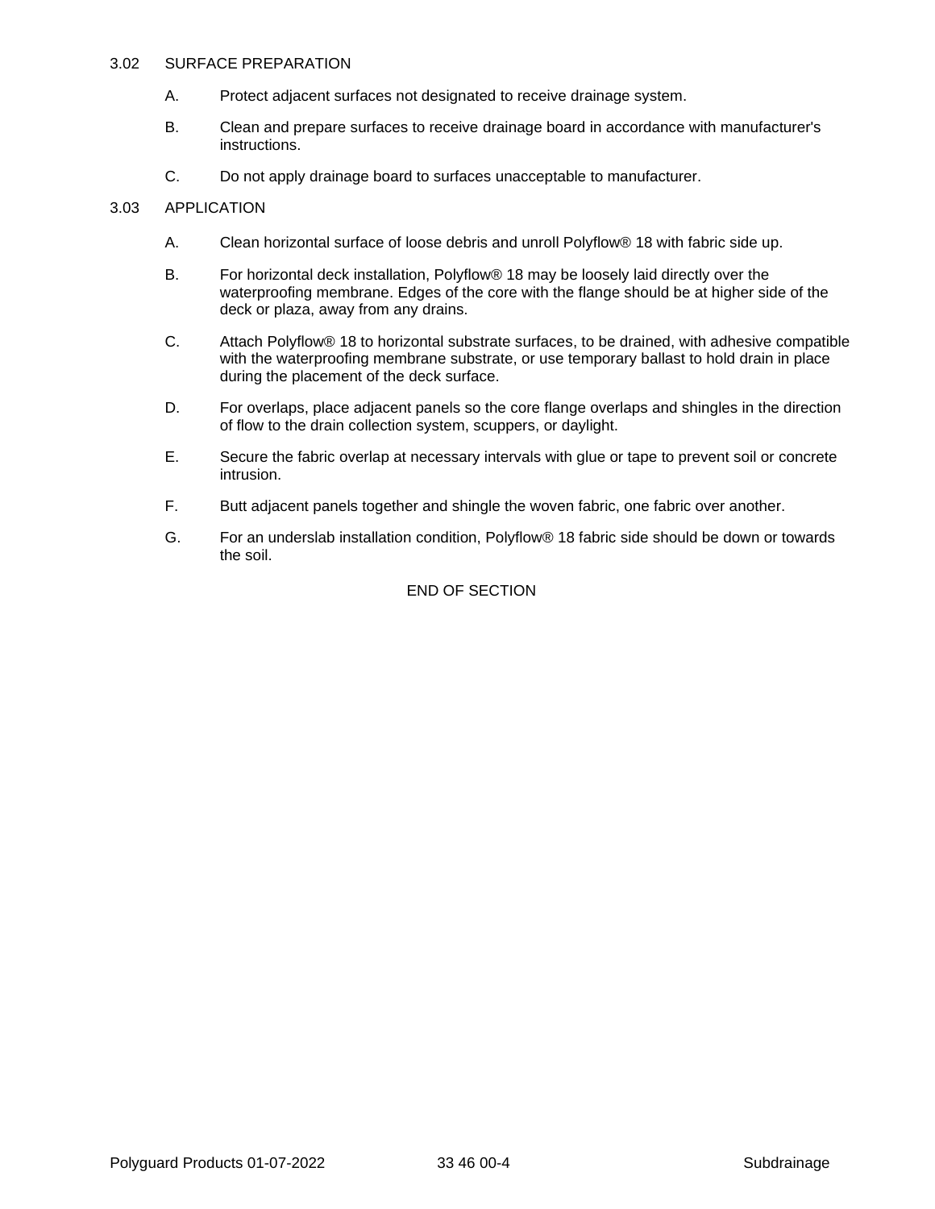### 3.02 SURFACE PREPARATION

A. Protect adjacent surfaces not designated to receive drainage system.

B. Clean and prepare surfaces to receive drainage board in accordance with manufacturer's instructions.

C. Do not apply drainage board to surfaces unacceptable to manufacturer.

### 3.03 APPLICATION

A. Clean horizontal surface of loose debris and unroll Polyflow® 18 with fabric side up.

B. For horizontal deck installation, Polyflow® 18 may be loosely laid directly over the waterproofing membrane. Edges of the core with the flange should be at higher side of the deck or plaza, away from any drains.

C. Attach Polyflow® 18 to horizontal substrate surfaces, to be drained, with adhesive compatible with the waterproofing membrane substrate, or use temporary ballast to hold drain in place during the placement of the deck surface.

D. For overlaps, place adjacent panels so the core flange overlaps and shingles in the direction of flow to the drain collection system, scuppers, or daylight.

E. Secure the fabric overlap at necessary intervals with glue or tape to prevent soil or concrete intrusion.

F. Butt adjacent panels together and shingle the woven fabric, one fabric over another.

G. For an underslab installation condition, Polyflow® 18 fabric side should be down or towards the soil.

END OF SECTION